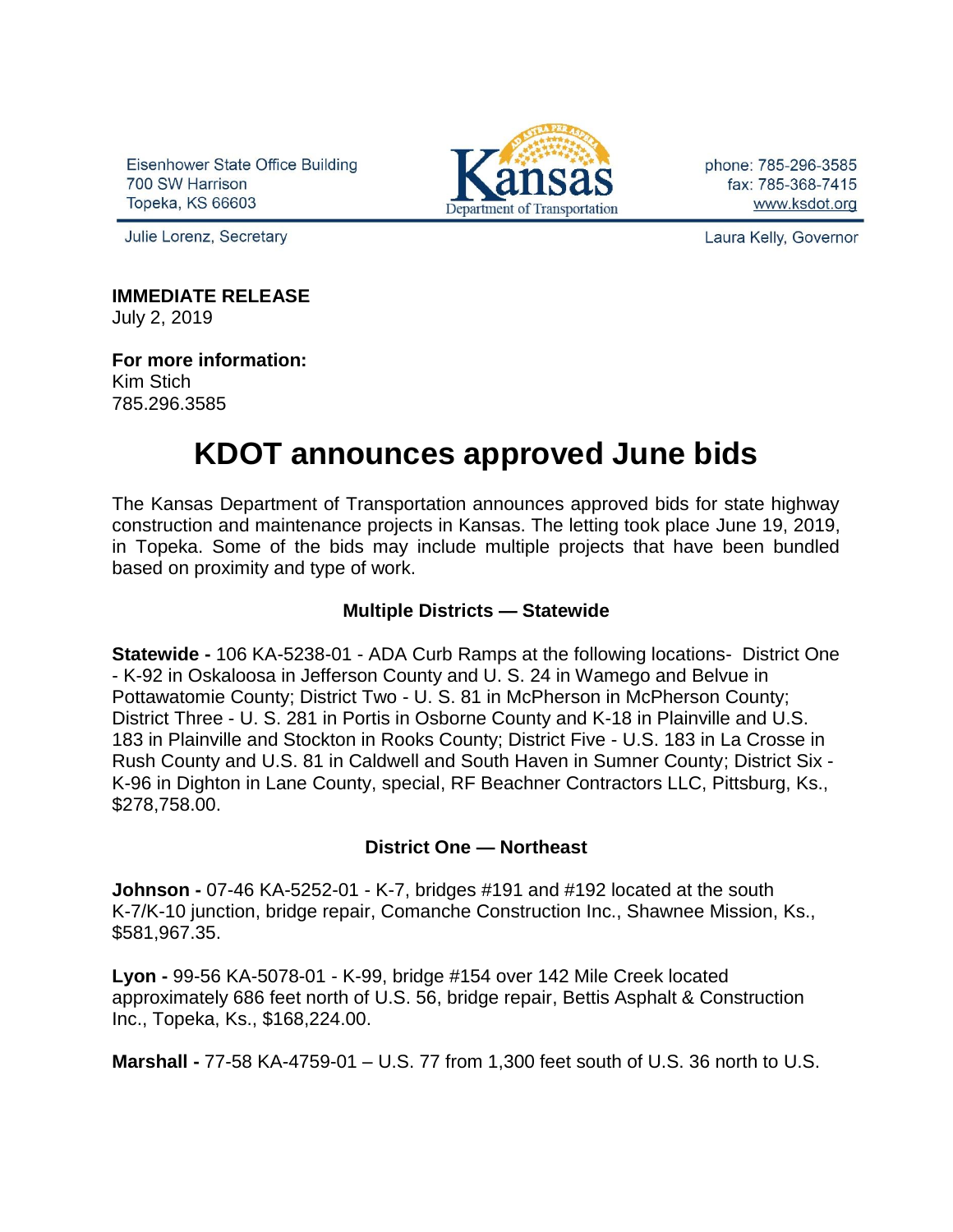Eisenhower State Office Building
700 SW Harrison
Topeka, KS 66603

Kansas Department of Transportation

phone: 785-296-3585
fax: 785-368-7415
www.ksdot.org

Julie Lorenz, Secretary

Laura Kelly, Governor

**IMMEDIATE RELEASE**
July 2, 2019

**For more information:**
Kim Stich
785.296.3585

# KDOT announces approved June bids

The Kansas Department of Transportation announces approved bids for state highway construction and maintenance projects in Kansas. The letting took place June 19, 2019, in Topeka. Some of the bids may include multiple projects that have been bundled based on proximity and type of work.

### Multiple Districts — Statewide

**Statewide -** 106 KA-5238-01 - ADA Curb Ramps at the following locations- District One - K-92 in Oskaloosa in Jefferson County and U. S. 24 in Wamego and Belvue in Pottawatomie County; District Two - U. S. 81 in McPherson in McPherson County; District Three - U. S. 281 in Portis in Osborne County and K-18 in Plainville and U.S. 183 in Plainville and Stockton in Rooks County; District Five - U.S. 183 in La Crosse in Rush County and U.S. 81 in Caldwell and South Haven in Sumner County; District Six - K-96 in Dighton in Lane County, special, RF Beachner Contractors LLC, Pittsburg, Ks., $278,758.00.

### District One — Northeast

**Johnson -** 07-46 KA-5252-01 - K-7, bridges #191 and #192 located at the south K-7/K-10 junction, bridge repair, Comanche Construction Inc., Shawnee Mission, Ks., $581,967.35.

**Lyon -** 99-56 KA-5078-01 - K-99, bridge #154 over 142 Mile Creek located approximately 686 feet north of U.S. 56, bridge repair, Bettis Asphalt & Construction Inc., Topeka, Ks., $168,224.00.

**Marshall -** 77-58 KA-4759-01 – U.S. 77 from 1,300 feet south of U.S. 36 north to U.S.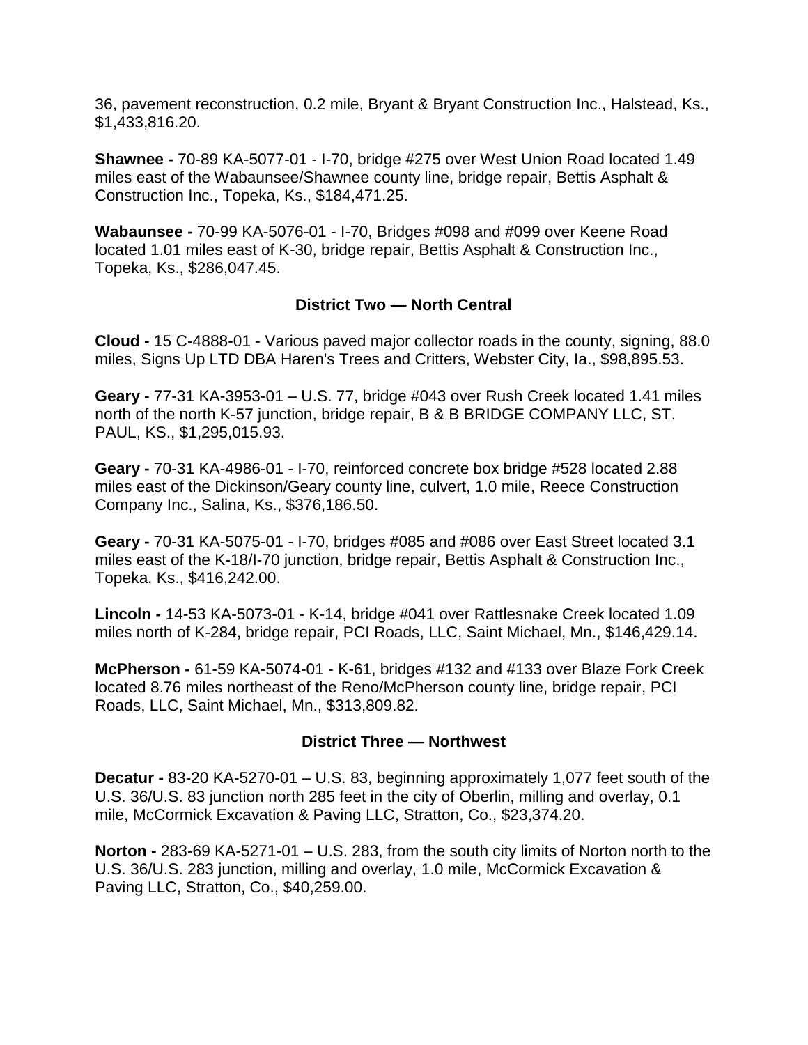36, pavement reconstruction, 0.2 mile, Bryant & Bryant Construction Inc., Halstead, Ks., $1,433,816.20.

**Shawnee -** 70-89 KA-5077-01 - I-70, bridge #275 over West Union Road located 1.49 miles east of the Wabaunsee/Shawnee county line, bridge repair, Bettis Asphalt & Construction Inc., Topeka, Ks., $184,471.25.

**Wabaunsee -** 70-99 KA-5076-01 - I-70, Bridges #098 and #099 over Keene Road located 1.01 miles east of K-30, bridge repair, Bettis Asphalt & Construction Inc., Topeka, Ks., $286,047.45.

## District Two — North Central

**Cloud -** 15 C-4888-01 - Various paved major collector roads in the county, signing, 88.0 miles, Signs Up LTD DBA Haren's Trees and Critters, Webster City, Ia., $98,895.53.

**Geary -** 77-31 KA-3953-01 – U.S. 77, bridge #043 over Rush Creek located 1.41 miles north of the north K-57 junction, bridge repair, B & B BRIDGE COMPANY LLC, ST. PAUL, KS., $1,295,015.93.

**Geary -** 70-31 KA-4986-01 - I-70, reinforced concrete box bridge #528 located 2.88 miles east of the Dickinson/Geary county line, culvert, 1.0 mile, Reece Construction Company Inc., Salina, Ks., $376,186.50.

**Geary -** 70-31 KA-5075-01 - I-70, bridges #085 and #086 over East Street located 3.1 miles east of the K-18/I-70 junction, bridge repair, Bettis Asphalt & Construction Inc., Topeka, Ks., $416,242.00.

**Lincoln -** 14-53 KA-5073-01 - K-14, bridge #041 over Rattlesnake Creek located 1.09 miles north of K-284, bridge repair, PCI Roads, LLC, Saint Michael, Mn., $146,429.14.

**McPherson -** 61-59 KA-5074-01 - K-61, bridges #132 and #133 over Blaze Fork Creek located 8.76 miles northeast of the Reno/McPherson county line, bridge repair, PCI Roads, LLC, Saint Michael, Mn., $313,809.82.

## District Three — Northwest

**Decatur -** 83-20 KA-5270-01 – U.S. 83, beginning approximately 1,077 feet south of the U.S. 36/U.S. 83 junction north 285 feet in the city of Oberlin, milling and overlay, 0.1 mile, McCormick Excavation & Paving LLC, Stratton, Co., $23,374.20.

**Norton -** 283-69 KA-5271-01 – U.S. 283, from the south city limits of Norton north to the U.S. 36/U.S. 283 junction, milling and overlay, 1.0 mile, McCormick Excavation & Paving LLC, Stratton, Co., $40,259.00.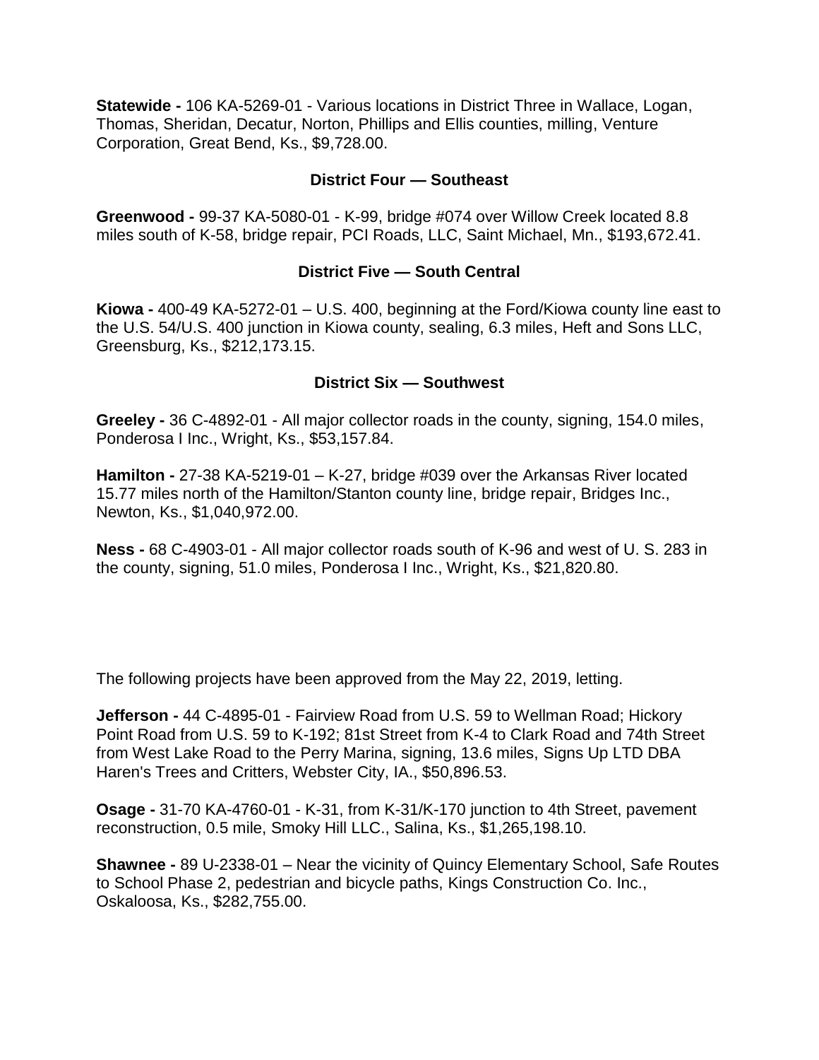**Statewide -** 106 KA-5269-01 - Various locations in District Three in Wallace, Logan, Thomas, Sheridan, Decatur, Norton, Phillips and Ellis counties, milling, Venture Corporation, Great Bend, Ks., $9,728.00.

### District Four — Southeast

**Greenwood -** 99-37 KA-5080-01 - K-99, bridge #074 over Willow Creek located 8.8 miles south of K-58, bridge repair, PCI Roads, LLC, Saint Michael, Mn., $193,672.41.

### District Five — South Central

**Kiowa -** 400-49 KA-5272-01 – U.S. 400, beginning at the Ford/Kiowa county line east to the U.S. 54/U.S. 400 junction in Kiowa county, sealing, 6.3 miles, Heft and Sons LLC, Greensburg, Ks., $212,173.15.

### District Six — Southwest

**Greeley -** 36 C-4892-01 - All major collector roads in the county, signing, 154.0 miles, Ponderosa I Inc., Wright, Ks., $53,157.84.

**Hamilton -** 27-38 KA-5219-01 – K-27, bridge #039 over the Arkansas River located 15.77 miles north of the Hamilton/Stanton county line, bridge repair, Bridges Inc., Newton, Ks., $1,040,972.00.

**Ness -** 68 C-4903-01 - All major collector roads south of K-96 and west of U. S. 283 in the county, signing, 51.0 miles, Ponderosa I Inc., Wright, Ks., $21,820.80.

The following projects have been approved from the May 22, 2019, letting.

**Jefferson -** 44 C-4895-01 - Fairview Road from U.S. 59 to Wellman Road; Hickory Point Road from U.S. 59 to K-192; 81st Street from K-4 to Clark Road and 74th Street from West Lake Road to the Perry Marina, signing, 13.6 miles, Signs Up LTD DBA Haren's Trees and Critters, Webster City, IA., $50,896.53.

**Osage -** 31-70 KA-4760-01 - K-31, from K-31/K-170 junction to 4th Street, pavement reconstruction, 0.5 mile, Smoky Hill LLC., Salina, Ks., $1,265,198.10.

**Shawnee -** 89 U-2338-01 – Near the vicinity of Quincy Elementary School, Safe Routes to School Phase 2, pedestrian and bicycle paths, Kings Construction Co. Inc., Oskaloosa, Ks., $282,755.00.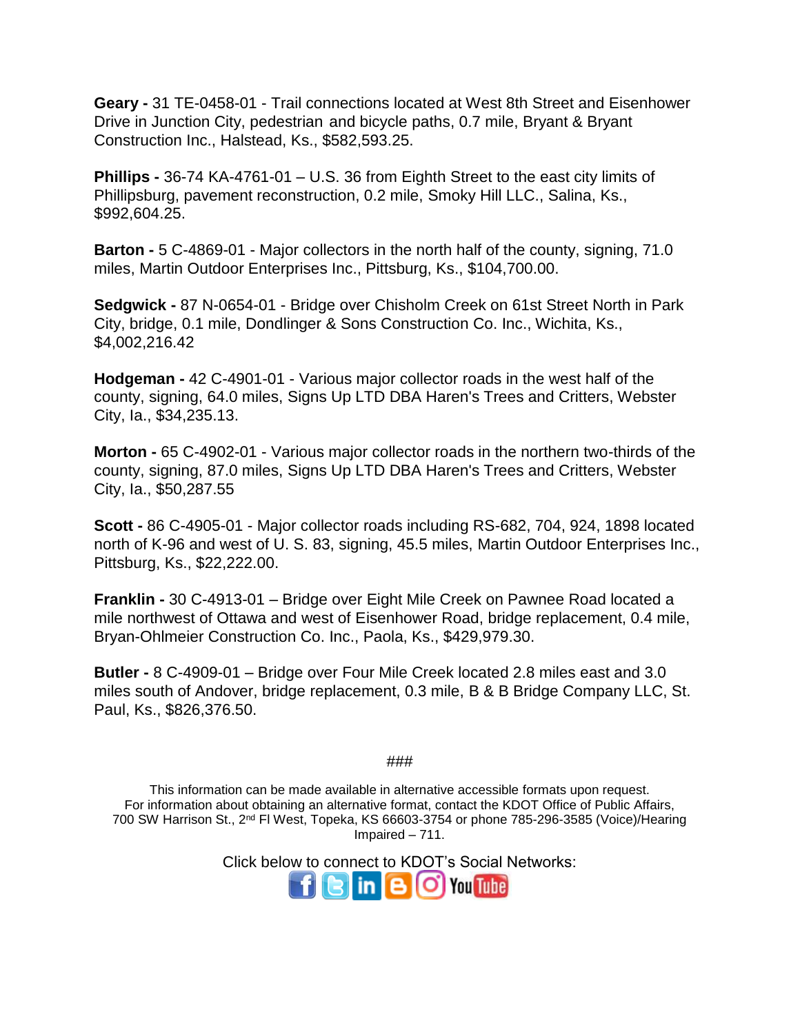**Geary -** 31 TE-0458-01 - Trail connections located at West 8th Street and Eisenhower Drive in Junction City, pedestrian and bicycle paths, 0.7 mile, Bryant & Bryant Construction Inc., Halstead, Ks., $582,593.25.

**Phillips -** 36-74 KA-4761-01 – U.S. 36 from Eighth Street to the east city limits of Phillipsburg, pavement reconstruction, 0.2 mile, Smoky Hill LLC., Salina, Ks., $992,604.25.

**Barton -** 5 C-4869-01 - Major collectors in the north half of the county, signing, 71.0 miles, Martin Outdoor Enterprises Inc., Pittsburg, Ks., $104,700.00.

**Sedgwick -** 87 N-0654-01 - Bridge over Chisholm Creek on 61st Street North in Park City, bridge, 0.1 mile, Dondlinger & Sons Construction Co. Inc., Wichita, Ks., $4,002,216.42

**Hodgeman -** 42 C-4901-01 - Various major collector roads in the west half of the county, signing, 64.0 miles, Signs Up LTD DBA Haren's Trees and Critters, Webster City, Ia., $34,235.13.

**Morton -** 65 C-4902-01 - Various major collector roads in the northern two-thirds of the county, signing, 87.0 miles, Signs Up LTD DBA Haren's Trees and Critters, Webster City, Ia., $50,287.55

**Scott -** 86 C-4905-01 - Major collector roads including RS-682, 704, 924, 1898 located north of K-96 and west of U. S. 83, signing, 45.5 miles, Martin Outdoor Enterprises Inc., Pittsburg, Ks., $22,222.00.

**Franklin -** 30 C-4913-01 – Bridge over Eight Mile Creek on Pawnee Road located a mile northwest of Ottawa and west of Eisenhower Road, bridge replacement, 0.4 mile, Bryan-Ohlmeier Construction Co. Inc., Paola, Ks., $429,979.30.

**Butler -** 8 C-4909-01 – Bridge over Four Mile Creek located 2.8 miles east and 3.0 miles south of Andover, bridge replacement, 0.3 mile, B & B Bridge Company LLC, St. Paul, Ks., $826,376.50.

###

This information can be made available in alternative accessible formats upon request. For information about obtaining an alternative format, contact the KDOT Office of Public Affairs, 700 SW Harrison St., 2nd Fl West, Topeka, KS 66603-3754 or phone 785-296-3585 (Voice)/Hearing Impaired – 711.

Click below to connect to KDOT's Social Networks: